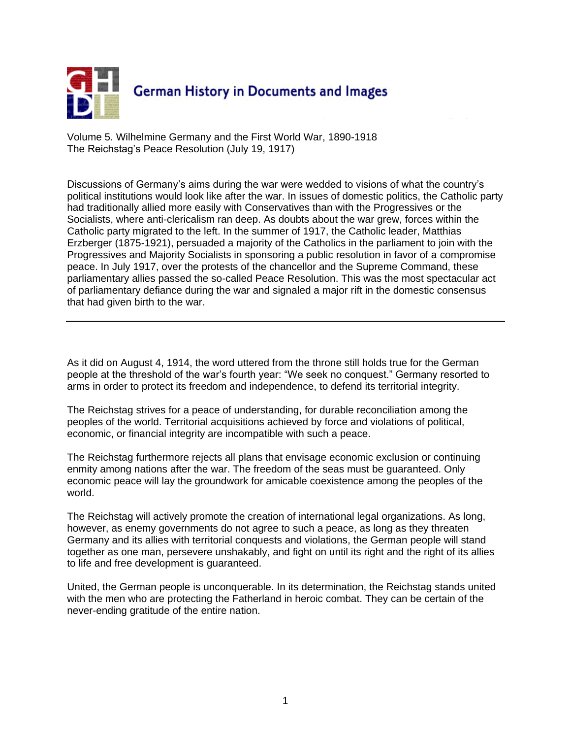German History in Documents and Images

Volume 5. Wilhelmine Germany and the First World War, 1890-1918
The Reichstag's Peace Resolution (July 19, 1917)

Discussions of Germany's aims during the war were wedded to visions of what the country's political institutions would look like after the war. In issues of domestic politics, the Catholic party had traditionally allied more easily with Conservatives than with the Progressives or the Socialists, where anti-clericalism ran deep. As doubts about the war grew, forces within the Catholic party migrated to the left. In the summer of 1917, the Catholic leader, Matthias Erzberger (1875-1921), persuaded a majority of the Catholics in the parliament to join with the Progressives and Majority Socialists in sponsoring a public resolution in favor of a compromise peace. In July 1917, over the protests of the chancellor and the Supreme Command, these parliamentary allies passed the so-called Peace Resolution. This was the most spectacular act of parliamentary defiance during the war and signaled a major rift in the domestic consensus that had given birth to the war.

---

As it did on August 4, 1914, the word uttered from the throne still holds true for the German people at the threshold of the war's fourth year: "We seek no conquest." Germany resorted to arms in order to protect its freedom and independence, to defend its territorial integrity.

The Reichstag strives for a peace of understanding, for durable reconciliation among the peoples of the world. Territorial acquisitions achieved by force and violations of political, economic, or financial integrity are incompatible with such a peace.

The Reichstag furthermore rejects all plans that envisage economic exclusion or continuing enmity among nations after the war. The freedom of the seas must be guaranteed. Only economic peace will lay the groundwork for amicable coexistence among the peoples of the world.

The Reichstag will actively promote the creation of international legal organizations. As long, however, as enemy governments do not agree to such a peace, as long as they threaten Germany and its allies with territorial conquests and violations, the German people will stand together as one man, persevere unshakably, and fight on until its right and the right of its allies to life and free development is guaranteed.

United, the German people is unconquerable. In its determination, the Reichstag stands united with the men who are protecting the Fatherland in heroic combat. They can be certain of the never-ending gratitude of the entire nation.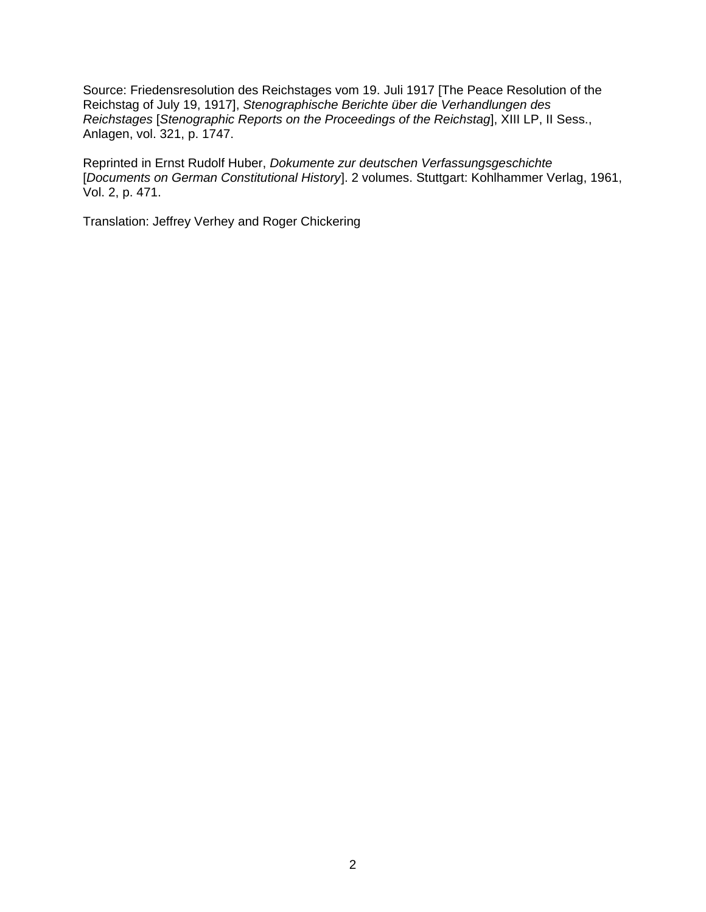Source: Friedensresolution des Reichstages vom 19. Juli 1917 [The Peace Resolution of the Reichstag of July 19, 1917], *Stenographische Berichte über die Verhandlungen des Reichstages* [*Stenographic Reports on the Proceedings of the Reichstag*], XIII LP, II Sess., Anlagen, vol. 321, p. 1747.

Reprinted in Ernst Rudolf Huber, *Dokumente zur deutschen Verfassungsgeschichte* [*Documents on German Constitutional History*]. 2 volumes. Stuttgart: Kohlhammer Verlag, 1961, Vol. 2, p. 471.

Translation: Jeffrey Verhey and Roger Chickering